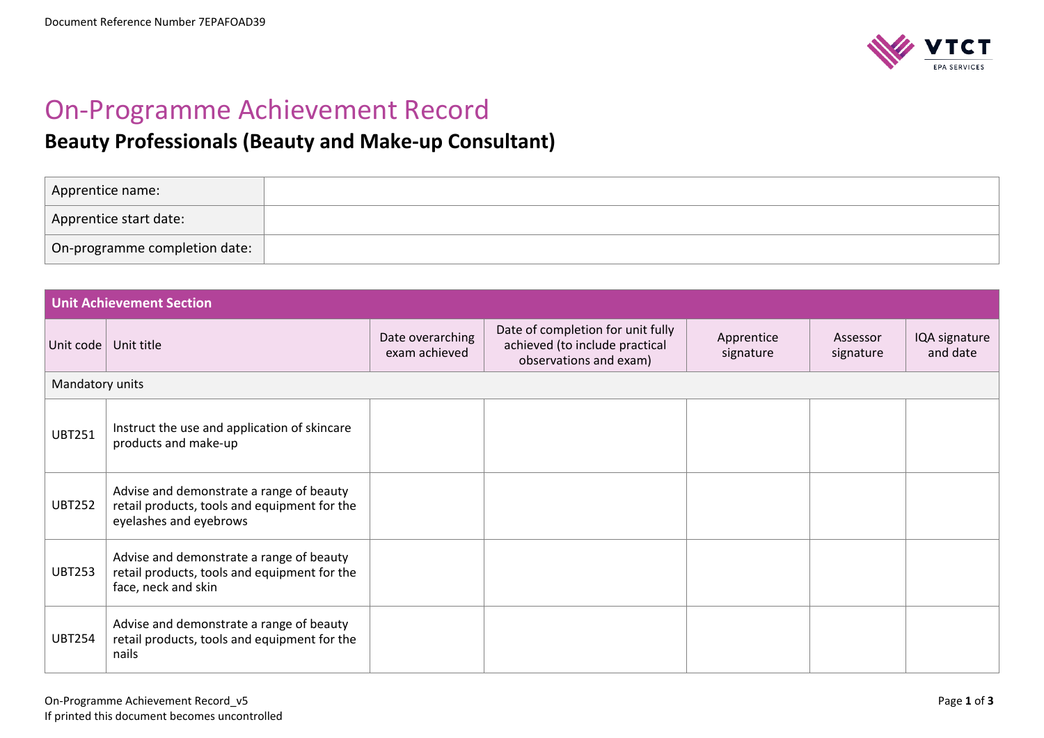Document Reference Number 7EPAFOAD39

# On-Programme Achievement Record

## Beauty Professionals (Beauty and Make-up Consultant)

| Apprentice name: | |
|---|---|
| Apprentice start date: | |
| On-programme completion date: | |

| Unit Achievement Section | | | | | | |
|---|---|---|---|---|---|---|
| Unit code | Unit title | Date overarching exam achieved | Date of completion for unit fully achieved (to include practical observations and exam) | Apprentice signature | Assessor signature | IQA signature and date |
| Mandatory units | | | | | | |
| UBT251 | Instruct the use and application of skincare products and make-up | | | | | |
| UBT252 | Advise and demonstrate a range of beauty retail products, tools and equipment for the eyelashes and eyebrows | | | | | |
| UBT253 | Advise and demonstrate a range of beauty retail products, tools and equipment for the face, neck and skin | | | | | |
| UBT254 | Advise and demonstrate a range of beauty retail products, tools and equipment for the nails | | | | | |

On-Programme Achievement Record_v5
If printed this document becomes uncontrolled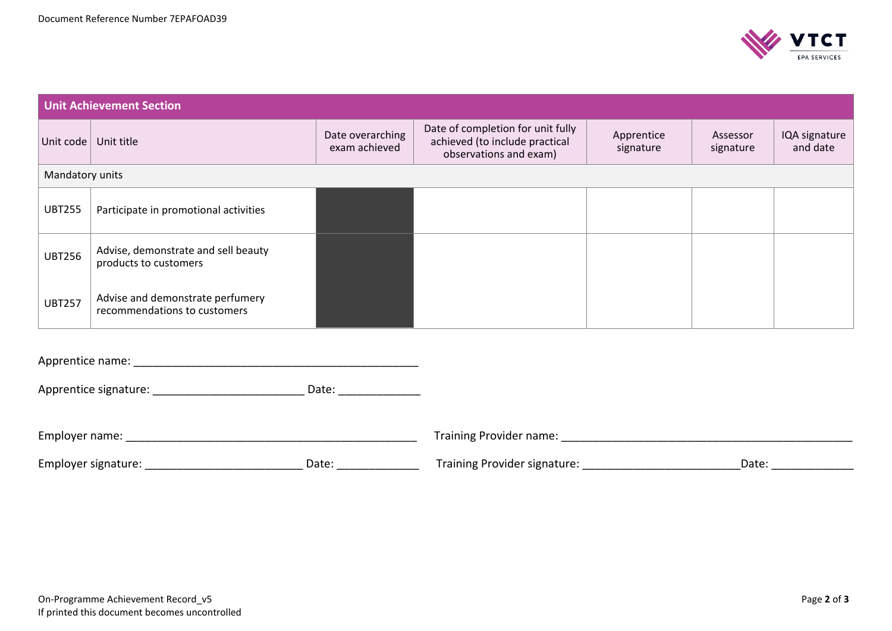| Unit Achievement Section | | | | | | |
|---|---|---|---|---|---|---|
| Unit code | Unit title | Date overarching exam achieved | Date of completion for unit fully achieved (to include practical observations and exam) | Apprentice signature | Assessor signature | IQA signature and date |
| Mandatory units | | | | | | |
| UBT255 | Participate in promotional activities | | | | | |
| UBT256 | Advise, demonstrate and sell beauty products to customers | | | | | |
| UBT257 | Advise and demonstrate perfumery recommendations to customers | | | | | |

Apprentice name: _______________________________________________

Apprentice signature: _________________________ Date: _____________

Employer name: _______________________________________________

Employer signature: __________________________ Date: _____________

Training Provider name: _______________________________________________

Training Provider signature: __________________________ Date: _____________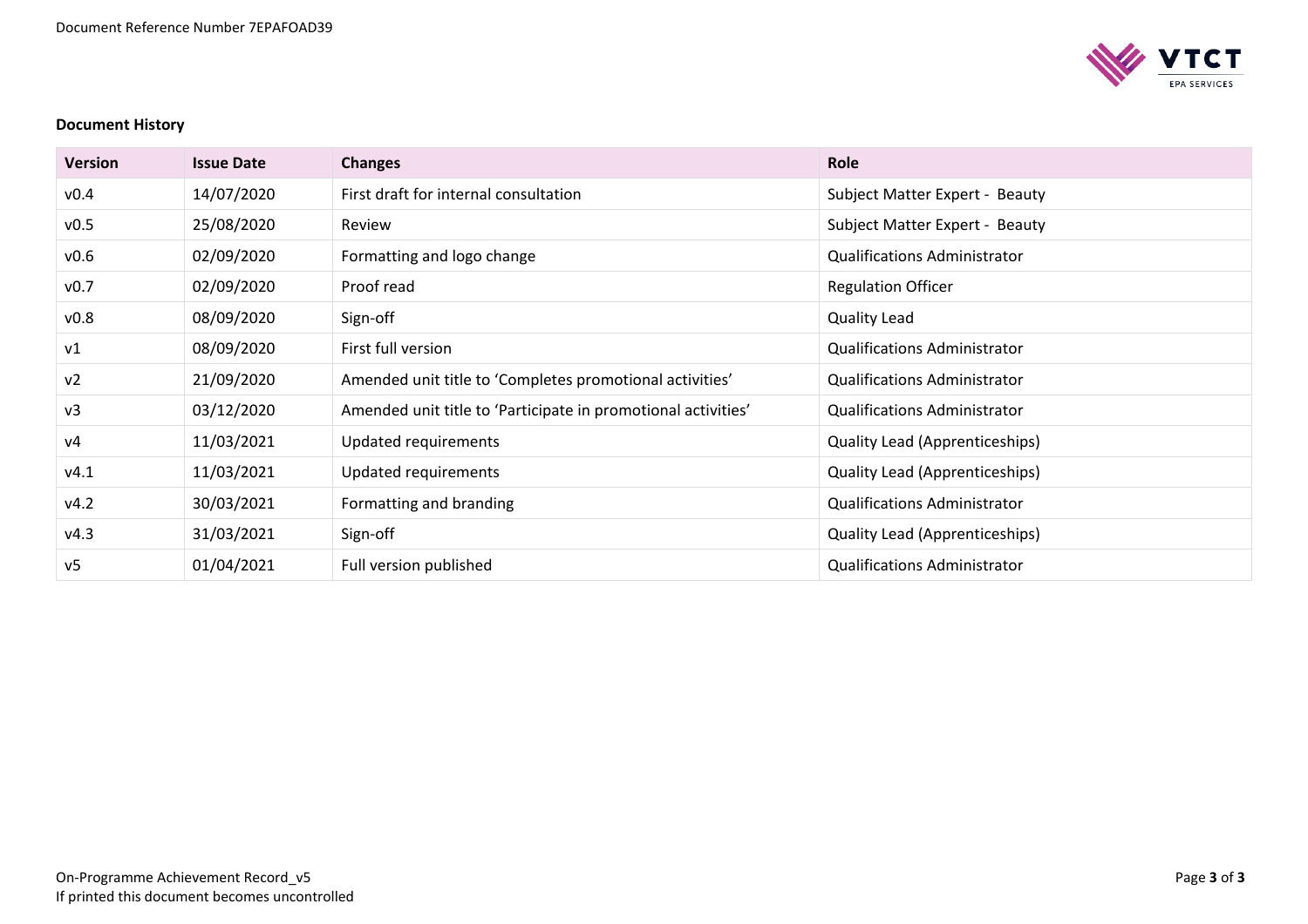**Document History**

| Version | Issue Date | Changes | Role |
|---|---|---|---|
| v0.4 | 14/07/2020 | First draft for internal consultation | Subject Matter Expert - Beauty |
| v0.5 | 25/08/2020 | Review | Subject Matter Expert - Beauty |
| v0.6 | 02/09/2020 | Formatting and logo change | Qualifications Administrator |
| v0.7 | 02/09/2020 | Proof read | Regulation Officer |
| v0.8 | 08/09/2020 | Sign-off | Quality Lead |
| v1 | 08/09/2020 | First full version | Qualifications Administrator |
| v2 | 21/09/2020 | Amended unit title to 'Completes promotional activities' | Qualifications Administrator |
| v3 | 03/12/2020 | Amended unit title to 'Participate in promotional activities' | Qualifications Administrator |
| v4 | 11/03/2021 | Updated requirements | Quality Lead (Apprenticeships) |
| v4.1 | 11/03/2021 | Updated requirements | Quality Lead (Apprenticeships) |
| v4.2 | 30/03/2021 | Formatting and branding | Qualifications Administrator |
| v4.3 | 31/03/2021 | Sign-off | Quality Lead (Apprenticeships) |
| v5 | 01/04/2021 | Full version published | Qualifications Administrator |